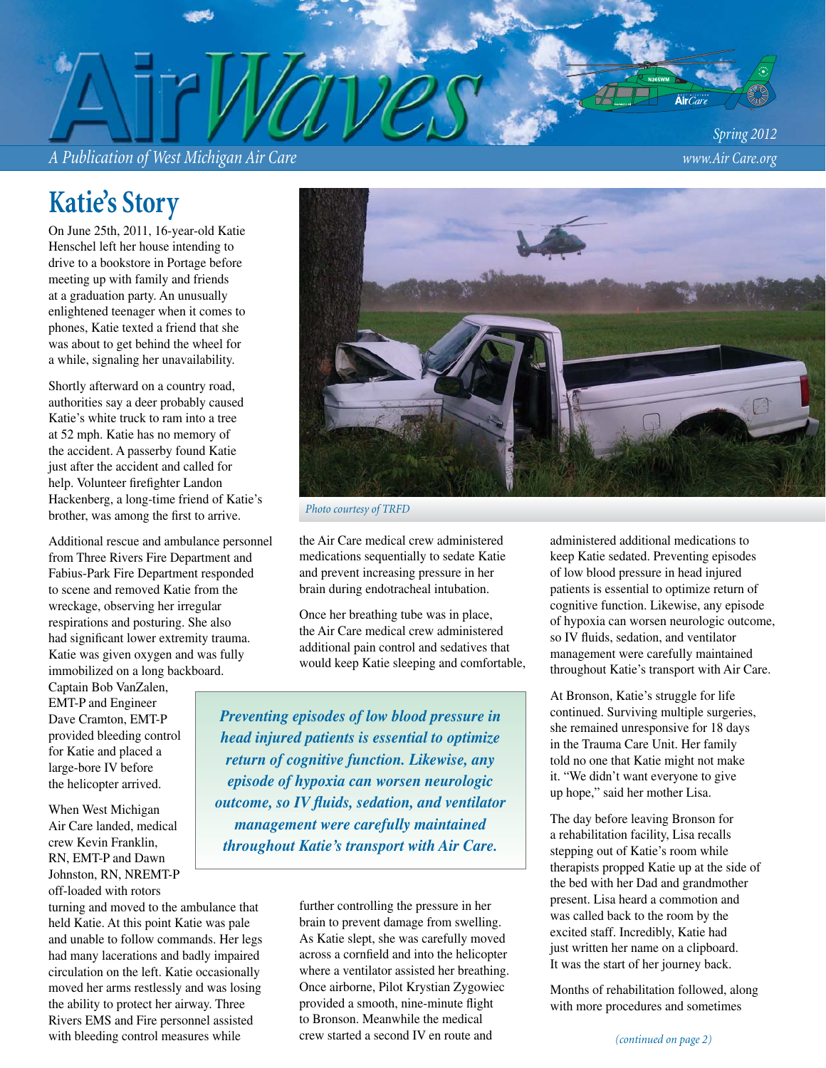# AirWaves

*A Publication of West Michigan Air Care*

*Spring 2012*

*www.Air Care.org*

## Katie's Story

On June 25th, 2011, 16-year-old Katie Henschel left her house intending to drive to a bookstore in Portage before meeting up with family and friends at a graduation party. An unusually enlightened teenager when it comes to phones, Katie texted a friend that she was about to get behind the wheel for a while, signaling her unavailability.

Shortly afterward on a country road, authorities say a deer probably caused Katie's white truck to ram into a tree at 52 mph. Katie has no memory of the accident. A passerby found Katie just after the accident and called for help. Volunteer firefighter Landon Hackenberg, a long-time friend of Katie's brother, was among the first to arrive.

Additional rescue and ambulance personnel from Three Rivers Fire Department and Fabius-Park Fire Department responded to scene and removed Katie from the wreckage, observing her irregular respirations and posturing. She also had significant lower extremity trauma. Katie was given oxygen and was fully immobilized on a long backboard. Captain Bob VanZalen, EMT-P and Engineer Dave Cramton, EMT-P provided bleeding control for Katie and placed a large-bore IV before the helicopter arrived.

When West Michigan Air Care landed, medical crew Kevin Franklin, RN, EMT-P and Dawn Johnston, RN, NREMT-P off-loaded with rotors turning and moved to the ambulance that held Katie. At this point Katie was pale and unable to follow commands. Her legs had many lacerations and badly impaired circulation on the left. Katie occasionally moved her arms restlessly and was losing the ability to protect her airway. Three Rivers EMS and Fire personnel assisted with bleeding control measures while the Air Care medical crew administered medications sequentially to sedate Katie and prevent increasing pressure in her brain during endotracheal intubation.

*Photo courtesy of TRFD*

Once her breathing tube was in place, the Air Care medical crew administered additional pain control and sedatives that would keep Katie sleeping and comfortable, further controlling the pressure in her brain to prevent damage from swelling. As Katie slept, she was carefully moved across a cornfield and into the helicopter where a ventilator assisted her breathing. Once airborne, Pilot Krystian Zygowiec provided a smooth, nine-minute flight to Bronson. Meanwhile the medical crew started a second IV en route and administered additional medications to keep Katie sedated. Preventing episodes of low blood pressure in head injured patients is essential to optimize return of cognitive function. Likewise, any episode of hypoxia can worsen neurologic outcome, so IV fluids, sedation, and ventilator management were carefully maintained throughout Katie's transport with Air Care.

> ***Preventing episodes of low blood pressure in head injured patients is essential to optimize return of cognitive function. Likewise, any episode of hypoxia can worsen neurologic outcome, so IV fluids, sedation, and ventilator management were carefully maintained throughout Katie's transport with Air Care.***

At Bronson, Katie's struggle for life continued. Surviving multiple surgeries, she remained unresponsive for 18 days in the Trauma Care Unit. Her family told no one that Katie might not make it. "We didn't want everyone to give up hope," said her mother Lisa.

The day before leaving Bronson for a rehabilitation facility, Lisa recalls stepping out of Katie's room while therapists propped Katie up at the side of the bed with her Dad and grandmother present. Lisa heard a commotion and was called back to the room by the excited staff. Incredibly, Katie had just written her name on a clipboard. It was the start of her journey back.

Months of rehabilitation followed, along with more procedures and sometimes

*(continued on page 2)*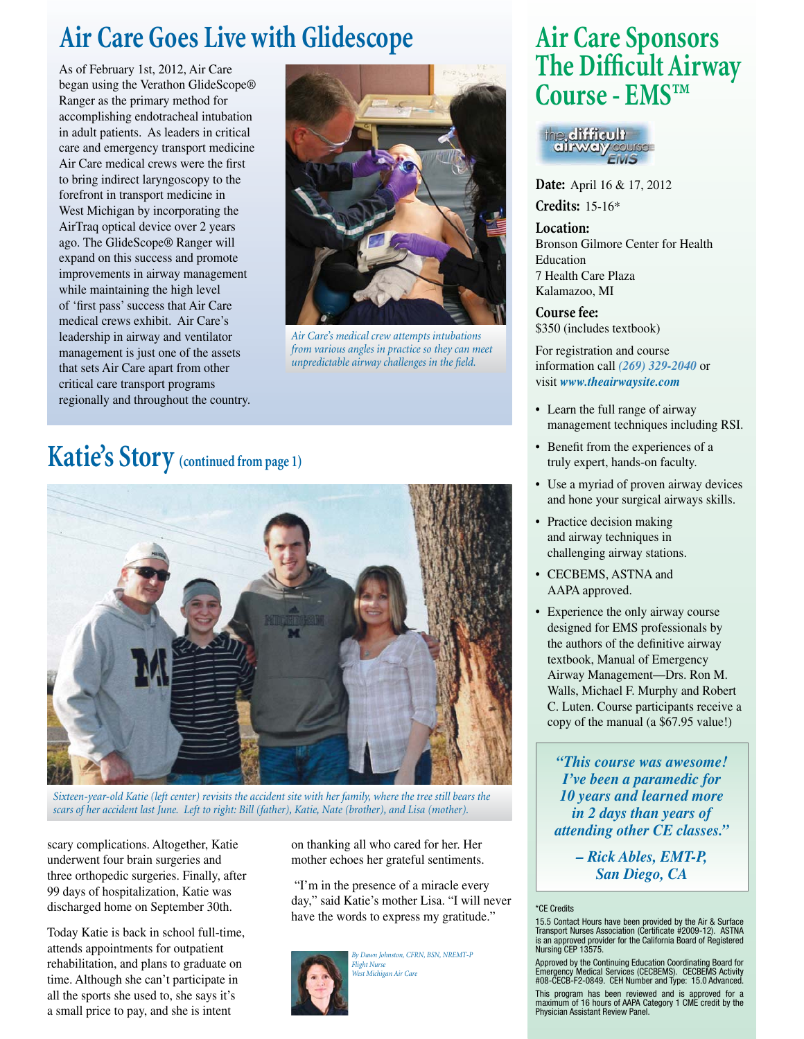# Air Care Goes Live with Glidescope

As of February 1st, 2012, Air Care began using the Verathon GlideScope® Ranger as the primary method for accomplishing endotracheal intubation in adult patients. As leaders in critical care and emergency transport medicine Air Care medical crews were the first to bring indirect laryngoscopy to the forefront in transport medicine in West Michigan by incorporating the AirTraq optical device over 2 years ago. The GlideScope® Ranger will expand on this success and promote improvements in airway management while maintaining the high level of 'first pass' success that Air Care medical crews exhibit. Air Care's leadership in airway and ventilator management is just one of the assets that sets Air Care apart from other critical care transport programs regionally and throughout the country.

*Air Care's medical crew attempts intubations from various angles in practice so they can meet unpredictable airway challenges in the field.*

# Katie's Story (continued from page 1)

*Sixteen-year-old Katie (left center) revisits the accident site with her family, where the tree still bears the scars of her accident last June. Left to right: Bill (father), Katie, Nate (brother), and Lisa (mother).*

scary complications. Altogether, Katie underwent four brain surgeries and three orthopedic surgeries. Finally, after 99 days of hospitalization, Katie was discharged home on September 30th.

Today Katie is back in school full-time, attends appointments for outpatient rehabilitation, and plans to graduate on time. Although she can't participate in all the sports she used to, she says it's a small price to pay, and she is intent on thanking all who cared for her. Her mother echoes her grateful sentiments.

"I'm in the presence of a miracle every day," said Katie's mother Lisa. "I will never have the words to express my gratitude."

*By Dawn Johnston, CFRN, BSN, NREMT-P*
*Flight Nurse*
*West Michigan Air Care*

# Air Care Sponsors The Difficult Airway Course - EMS™

the difficult airway course EMS

**Date:** April 16 & 17, 2012

**Credits:** 15-16*

**Location:**
Bronson Gilmore Center for Health Education
7 Health Care Plaza
Kalamazoo, MI

**Course fee:**
$350 (includes textbook)

For registration and course information call ***(269) 329-2040*** or visit ***www.theairwaysite.com***

- Learn the full range of airway management techniques including RSI.
- Benefit from the experiences of a truly expert, hands-on faculty.
- Use a myriad of proven airway devices and hone your surgical airways skills.
- Practice decision making and airway techniques in challenging airway stations.
- CECBEMS, ASTNA and AAPA approved.
- Experience the only airway course designed for EMS professionals by the authors of the definitive airway textbook, Manual of Emergency Airway Management—Drs. Ron M. Walls, Michael F. Murphy and Robert C. Luten. Course participants receive a copy of the manual (a $67.95 value!)

> ***"This course was awesome! I've been a paramedic for 10 years and learned more in 2 days than years of attending other CE classes."***
>
> ***– Rick Ables, EMT-P, San Diego, CA***

*CE Credits

15.5 Contact Hours have been provided by the Air & Surface Transport Nurses Association (Certificate #2009-12). ASTNA is an approved provider for the California Board of Registered Nursing CEP 13575.

Approved by the Continuing Education Coordinating Board for Emergency Medical Services (CECBEMS). CECBEMS Activity #08-CECB-F2-0849. CEH Number and Type: 15.0 Advanced.

This program has been reviewed and is approved for a maximum of 16 hours of AAPA Category 1 CME credit by the Physician Assistant Review Panel.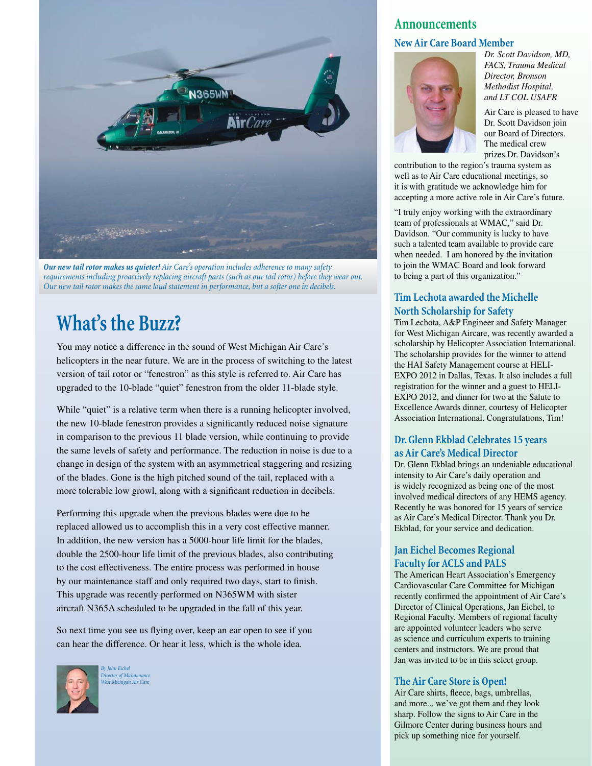***Our new tail rotor makes us quieter!*** *Air Care's operation includes adherence to many safety requirements including proactively replacing aircraft parts (such as our tail rotor) before they wear out. Our new tail rotor makes the same loud statement in performance, but a softer one in decibels.*

# What's the Buzz?

You may notice a difference in the sound of West Michigan Air Care's helicopters in the near future. We are in the process of switching to the latest version of tail rotor or "fenestron" as this style is referred to. Air Care has upgraded to the 10-blade "quiet" fenestron from the older 11-blade style.

While "quiet" is a relative term when there is a running helicopter involved, the new 10-blade fenestron provides a significantly reduced noise signature in comparison to the previous 11 blade version, while continuing to provide the same levels of safety and performance. The reduction in noise is due to a change in design of the system with an asymmetrical staggering and resizing of the blades. Gone is the high pitched sound of the tail, replaced with a more tolerable low growl, along with a significant reduction in decibels.

Performing this upgrade when the previous blades were due to be replaced allowed us to accomplish this in a very cost effective manner. In addition, the new version has a 5000-hour life limit for the blades, double the 2500-hour life limit of the previous blades, also contributing to the cost effectiveness. The entire process was performed in house by our maintenance staff and only required two days, start to finish. This upgrade was recently performed on N365WM with sister aircraft N365A scheduled to be upgraded in the fall of this year.

So next time you see us flying over, keep an ear open to see if you can hear the difference. Or hear it less, which is the whole idea.

*By John Eichel*
*Director of Maintenance*
*West Michigan Air Care*

## Announcements

### New Air Care Board Member

*Dr. Scott Davidson, MD, FACS, Trauma Medical Director, Bronson Methodist Hospital, and LT COL USAFR*

Air Care is pleased to have Dr. Scott Davidson join our Board of Directors. The medical crew prizes Dr. Davidson's contribution to the region's trauma system as well as to Air Care educational meetings, so it is with gratitude we acknowledge him for accepting a more active role in Air Care's future.

"I truly enjoy working with the extraordinary team of professionals at WMAC," said Dr. Davidson. "Our community is lucky to have such a talented team available to provide care when needed. I am honored by the invitation to join the WMAC Board and look forward to being a part of this organization."

### Tim Lechota awarded the Michelle North Scholarship for Safety

Tim Lechota, A&P Engineer and Safety Manager for West Michigan Aircare, was recently awarded a scholarship by Helicopter Association International. The scholarship provides for the winner to attend the HAI Safety Management course at HELI-EXPO 2012 in Dallas, Texas. It also includes a full registration for the winner and a guest to HELI-EXPO 2012, and dinner for two at the Salute to Excellence Awards dinner, courtesy of Helicopter Association International. Congratulations, Tim!

### Dr. Glenn Ekblad Celebrates 15 years as Air Care's Medical Director

Dr. Glenn Ekblad brings an undeniable educational intensity to Air Care's daily operation and is widely recognized as being one of the most involved medical directors of any HEMS agency. Recently he was honored for 15 years of service as Air Care's Medical Director. Thank you Dr. Ekblad, for your service and dedication.

### Jan Eichel Becomes Regional Faculty for ACLS and PALS

The American Heart Association's Emergency Cardiovascular Care Committee for Michigan recently confirmed the appointment of Air Care's Director of Clinical Operations, Jan Eichel, to Regional Faculty. Members of regional faculty are appointed volunteer leaders who serve as science and curriculum experts to training centers and instructors. We are proud that Jan was invited to be in this select group.

### The Air Care Store is Open!

Air Care shirts, fleece, bags, umbrellas, and more... we've got them and they look sharp. Follow the signs to Air Care in the Gilmore Center during business hours and pick up something nice for yourself.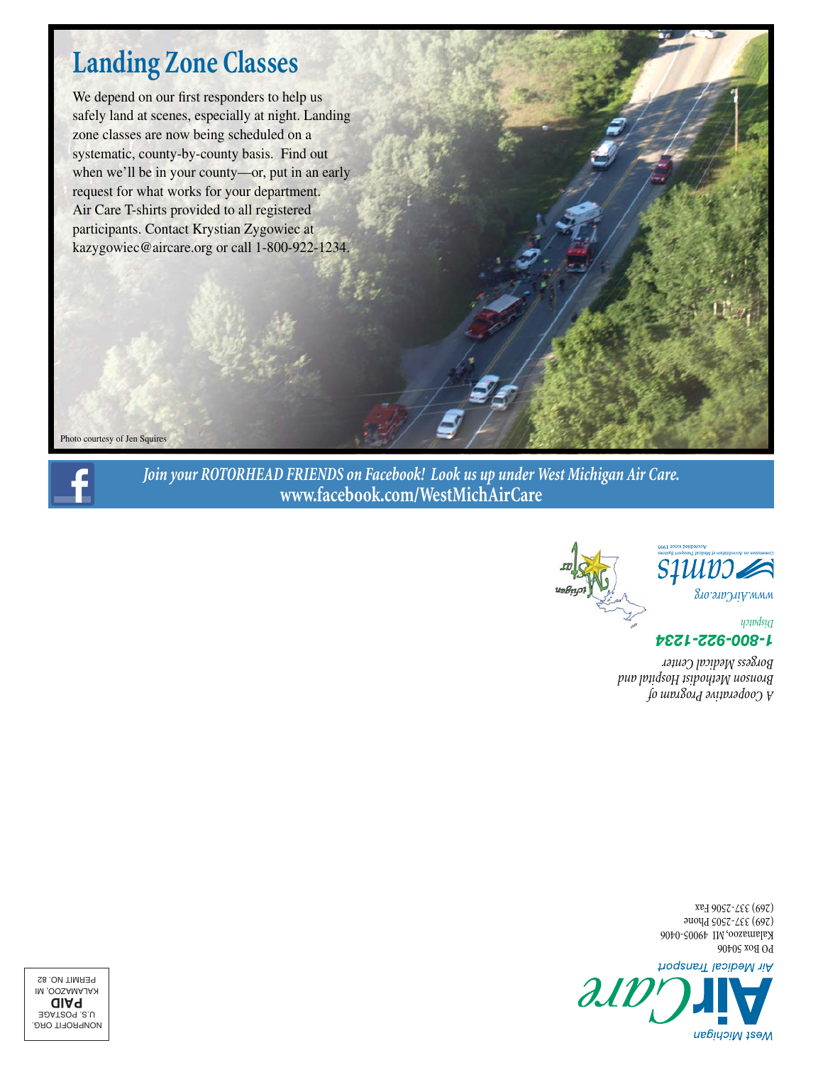# Landing Zone Classes

We depend on our first responders to help us safely land at scenes, especially at night. Landing zone classes are now being scheduled on a systematic, county-by-county basis. Find out when we'll be in your county—or, put in an early request for what works for your department. Air Care T-shirts provided to all registered participants. Contact Krystian Zygowiec at kazygowiec@aircare.org or call 1-800-922-1234.

Photo courtesy of Jen Squires

*Join your ROTORHEAD FRIENDS on Facebook! Look us up under West Michigan Air Care.*
**www.facebook.com/WestMichAirCare**

*A Cooperative Program of*
*Bronson Methodist Hospital and*
*Borgess Medical Center*

**1-800-922-1234**
*Dispatch*

*www.AirCare.org*

camts
Commission on Accreditation of Medical Transport Systems
Accredited since 1995

Michigan

West Michigan
**AirCare**
Air Medical Transport

PO Box 50406
Kalamazoo, MI 49005-0406
(269) 337-2505 Phone
(269) 337-2506 Fax

NONPROFIT ORG.
U.S. POSTAGE
**PAID**
KALAMAZOO, MI
PERMIT NO. 82